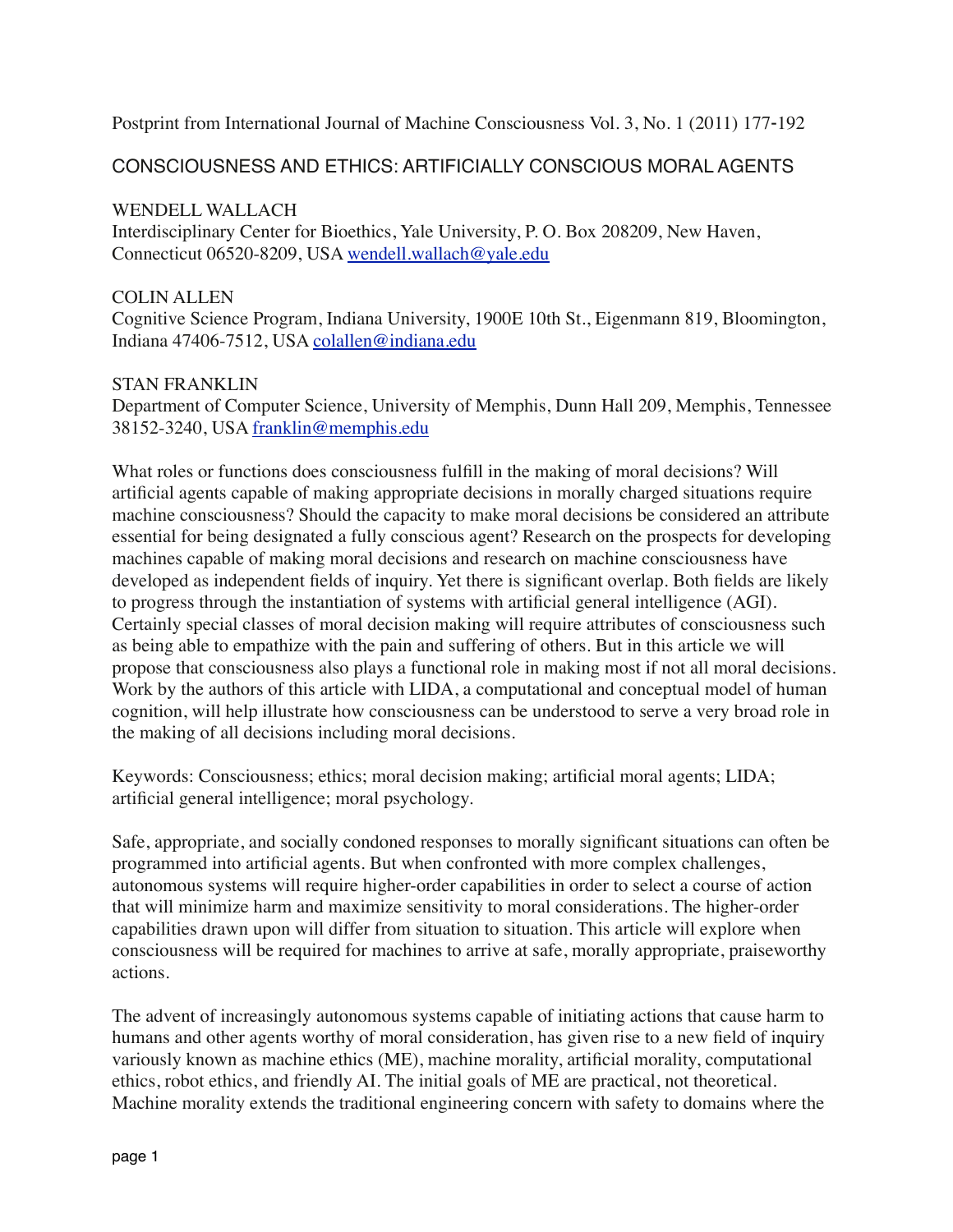Postprint from International Journal of Machine Consciousness Vol. 3, No. 1 (2011) 177-192

# CONSCIOUSNESS AND ETHICS: ARTIFICIALLY CONSCIOUS MORAL AGENTS

WENDELL WALLACH
Interdisciplinary Center for Bioethics, Yale University, P. O. Box 208209, New Haven, Connecticut 06520-8209, USA wendell.wallach@yale.edu

COLIN ALLEN
Cognitive Science Program, Indiana University, 1900E 10th St., Eigenmann 819, Bloomington, Indiana 47406-7512, USA colallen@indiana.edu

STAN FRANKLIN
Department of Computer Science, University of Memphis, Dunn Hall 209, Memphis, Tennessee 38152-3240, USA franklin@memphis.edu

What roles or functions does consciousness fulfill in the making of moral decisions? Will artificial agents capable of making appropriate decisions in morally charged situations require machine consciousness? Should the capacity to make moral decisions be considered an attribute essential for being designated a fully conscious agent? Research on the prospects for developing machines capable of making moral decisions and research on machine consciousness have developed as independent fields of inquiry. Yet there is significant overlap. Both fields are likely to progress through the instantiation of systems with artificial general intelligence (AGI). Certainly special classes of moral decision making will require attributes of consciousness such as being able to empathize with the pain and suffering of others. But in this article we will propose that consciousness also plays a functional role in making most if not all moral decisions. Work by the authors of this article with LIDA, a computational and conceptual model of human cognition, will help illustrate how consciousness can be understood to serve a very broad role in the making of all decisions including moral decisions.

Keywords: Consciousness; ethics; moral decision making; artificial moral agents; LIDA; artificial general intelligence; moral psychology.

Safe, appropriate, and socially condoned responses to morally significant situations can often be programmed into artificial agents. But when confronted with more complex challenges, autonomous systems will require higher-order capabilities in order to select a course of action that will minimize harm and maximize sensitivity to moral considerations. The higher-order capabilities drawn upon will differ from situation to situation. This article will explore when consciousness will be required for machines to arrive at safe, morally appropriate, praiseworthy actions.

The advent of increasingly autonomous systems capable of initiating actions that cause harm to humans and other agents worthy of moral consideration, has given rise to a new field of inquiry variously known as machine ethics (ME), machine morality, artificial morality, computational ethics, robot ethics, and friendly AI. The initial goals of ME are practical, not theoretical. Machine morality extends the traditional engineering concern with safety to domains where the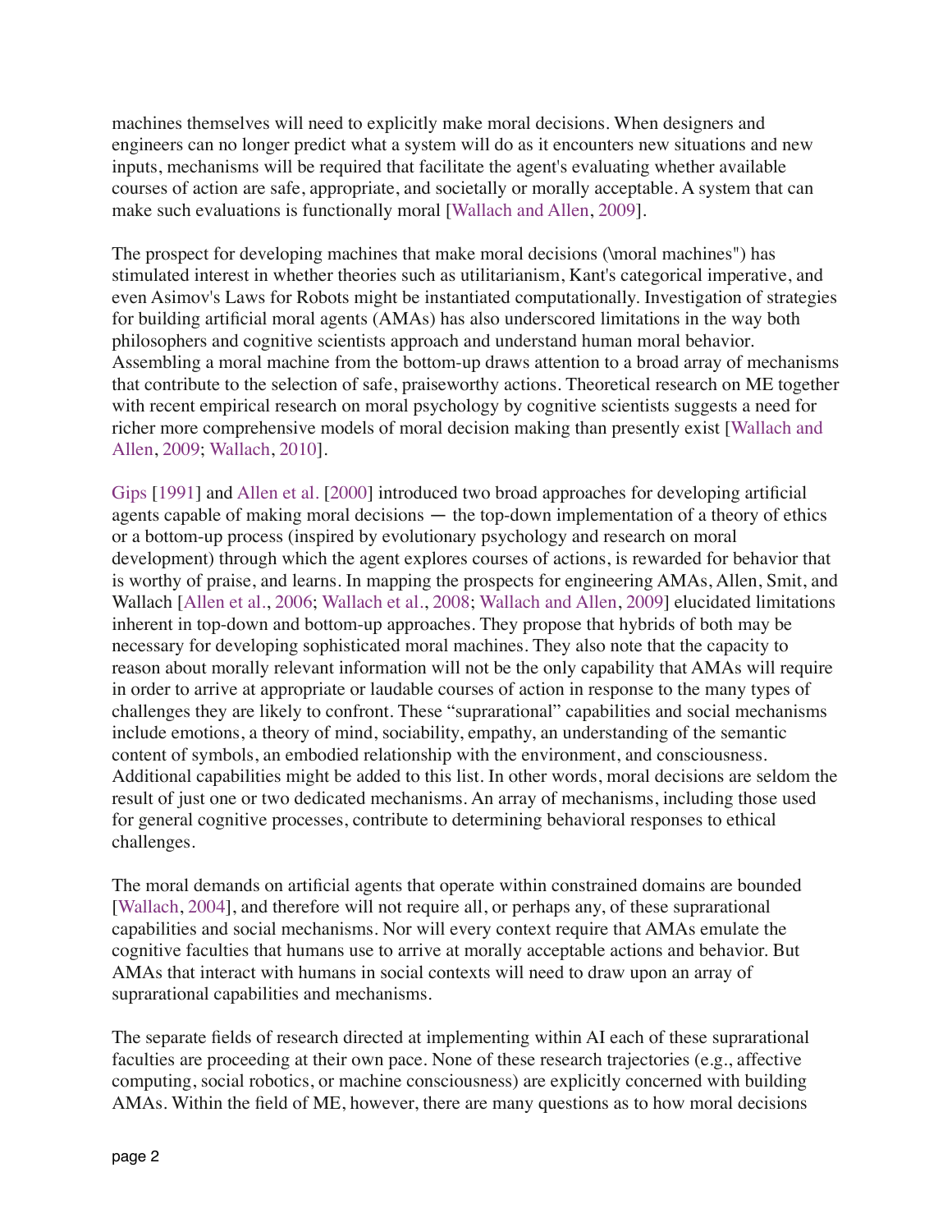machines themselves will need to explicitly make moral decisions. When designers and engineers can no longer predict what a system will do as it encounters new situations and new inputs, mechanisms will be required that facilitate the agent's evaluating whether available courses of action are safe, appropriate, and societally or morally acceptable. A system that can make such evaluations is functionally moral [Wallach and Allen, 2009].

The prospect for developing machines that make moral decisions (\moral machines") has stimulated interest in whether theories such as utilitarianism, Kant's categorical imperative, and even Asimov's Laws for Robots might be instantiated computationally. Investigation of strategies for building artificial moral agents (AMAs) has also underscored limitations in the way both philosophers and cognitive scientists approach and understand human moral behavior. Assembling a moral machine from the bottom-up draws attention to a broad array of mechanisms that contribute to the selection of safe, praiseworthy actions. Theoretical research on ME together with recent empirical research on moral psychology by cognitive scientists suggests a need for richer more comprehensive models of moral decision making than presently exist [Wallach and Allen, 2009; Wallach, 2010].

Gips [1991] and Allen et al. [2000] introduced two broad approaches for developing artificial agents capable of making moral decisions — the top-down implementation of a theory of ethics or a bottom-up process (inspired by evolutionary psychology and research on moral development) through which the agent explores courses of actions, is rewarded for behavior that is worthy of praise, and learns. In mapping the prospects for engineering AMAs, Allen, Smit, and Wallach [Allen et al., 2006; Wallach et al., 2008; Wallach and Allen, 2009] elucidated limitations inherent in top-down and bottom-up approaches. They propose that hybrids of both may be necessary for developing sophisticated moral machines. They also note that the capacity to reason about morally relevant information will not be the only capability that AMAs will require in order to arrive at appropriate or laudable courses of action in response to the many types of challenges they are likely to confront. These "suprarational" capabilities and social mechanisms include emotions, a theory of mind, sociability, empathy, an understanding of the semantic content of symbols, an embodied relationship with the environment, and consciousness. Additional capabilities might be added to this list. In other words, moral decisions are seldom the result of just one or two dedicated mechanisms. An array of mechanisms, including those used for general cognitive processes, contribute to determining behavioral responses to ethical challenges.

The moral demands on artificial agents that operate within constrained domains are bounded [Wallach, 2004], and therefore will not require all, or perhaps any, of these suprarational capabilities and social mechanisms. Nor will every context require that AMAs emulate the cognitive faculties that humans use to arrive at morally acceptable actions and behavior. But AMAs that interact with humans in social contexts will need to draw upon an array of suprarational capabilities and mechanisms.

The separate fields of research directed at implementing within AI each of these suprarational faculties are proceeding at their own pace. None of these research trajectories (e.g., affective computing, social robotics, or machine consciousness) are explicitly concerned with building AMAs. Within the field of ME, however, there are many questions as to how moral decisions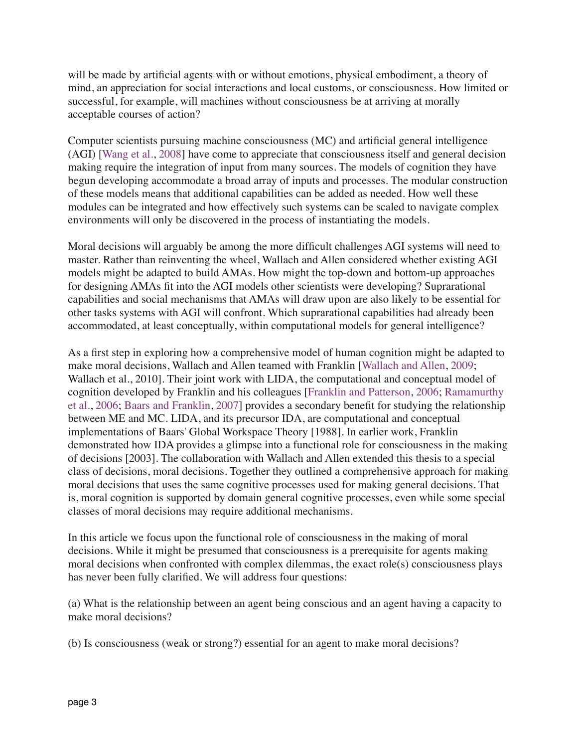will be made by artificial agents with or without emotions, physical embodiment, a theory of mind, an appreciation for social interactions and local customs, or consciousness. How limited or successful, for example, will machines without consciousness be at arriving at morally acceptable courses of action?

Computer scientists pursuing machine consciousness (MC) and artificial general intelligence (AGI) [Wang et al., 2008] have come to appreciate that consciousness itself and general decision making require the integration of input from many sources. The models of cognition they have begun developing accommodate a broad array of inputs and processes. The modular construction of these models means that additional capabilities can be added as needed. How well these modules can be integrated and how effectively such systems can be scaled to navigate complex environments will only be discovered in the process of instantiating the models.

Moral decisions will arguably be among the more difficult challenges AGI systems will need to master. Rather than reinventing the wheel, Wallach and Allen considered whether existing AGI models might be adapted to build AMAs. How might the top-down and bottom-up approaches for designing AMAs fit into the AGI models other scientists were developing? Suprarational capabilities and social mechanisms that AMAs will draw upon are also likely to be essential for other tasks systems with AGI will confront. Which suprarational capabilities had already been accommodated, at least conceptually, within computational models for general intelligence?

As a first step in exploring how a comprehensive model of human cognition might be adapted to make moral decisions, Wallach and Allen teamed with Franklin [Wallach and Allen, 2009; Wallach et al., 2010]. Their joint work with LIDA, the computational and conceptual model of cognition developed by Franklin and his colleagues [Franklin and Patterson, 2006; Ramamurthy et al., 2006; Baars and Franklin, 2007] provides a secondary benefit for studying the relationship between ME and MC. LIDA, and its precursor IDA, are computational and conceptual implementations of Baars' Global Workspace Theory [1988]. In earlier work, Franklin demonstrated how IDA provides a glimpse into a functional role for consciousness in the making of decisions [2003]. The collaboration with Wallach and Allen extended this thesis to a special class of decisions, moral decisions. Together they outlined a comprehensive approach for making moral decisions that uses the same cognitive processes used for making general decisions. That is, moral cognition is supported by domain general cognitive processes, even while some special classes of moral decisions may require additional mechanisms.

In this article we focus upon the functional role of consciousness in the making of moral decisions. While it might be presumed that consciousness is a prerequisite for agents making moral decisions when confronted with complex dilemmas, the exact role(s) consciousness plays has never been fully clarified. We will address four questions:

(a) What is the relationship between an agent being conscious and an agent having a capacity to make moral decisions?

(b) Is consciousness (weak or strong?) essential for an agent to make moral decisions?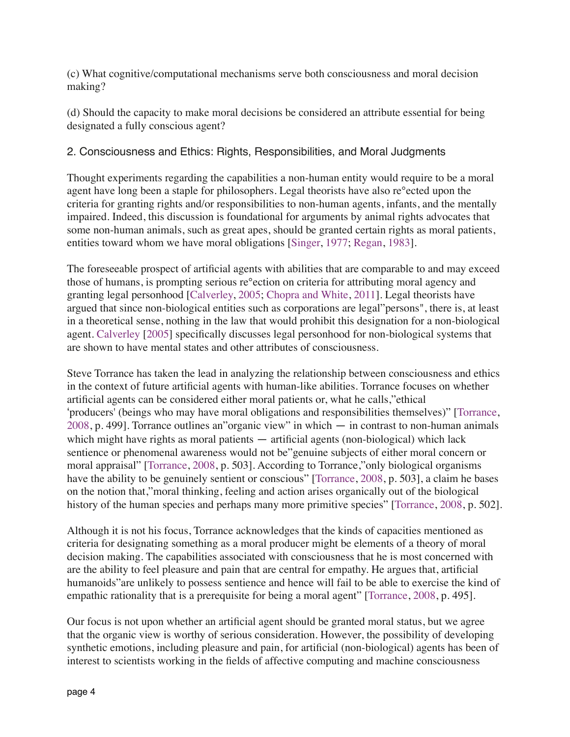(c) What cognitive/computational mechanisms serve both consciousness and moral decision making?

(d) Should the capacity to make moral decisions be considered an attribute essential for being designated a fully conscious agent?

## 2. Consciousness and Ethics: Rights, Responsibilities, and Moral Judgments

Thought experiments regarding the capabilities a non-human entity would require to be a moral agent have long been a staple for philosophers. Legal theorists have also re°ected upon the criteria for granting rights and/or responsibilities to non-human agents, infants, and the mentally impaired. Indeed, this discussion is foundational for arguments by animal rights advocates that some non-human animals, such as great apes, should be granted certain rights as moral patients, entities toward whom we have moral obligations [Singer, 1977; Regan, 1983].

The foreseeable prospect of artificial agents with abilities that are comparable to and may exceed those of humans, is prompting serious re°ection on criteria for attributing moral agency and granting legal personhood [Calverley, 2005; Chopra and White, 2011]. Legal theorists have argued that since non-biological entities such as corporations are legal"persons", there is, at least in a theoretical sense, nothing in the law that would prohibit this designation for a non-biological agent. Calverley [2005] specifically discusses legal personhood for non-biological systems that are shown to have mental states and other attributes of consciousness.

Steve Torrance has taken the lead in analyzing the relationship between consciousness and ethics in the context of future artificial agents with human-like abilities. Torrance focuses on whether artificial agents can be considered either moral patients or, what he calls,"ethical 'producers' (beings who may have moral obligations and responsibilities themselves)" [Torrance, 2008, p. 499]. Torrance outlines an"organic view" in which — in contrast to non-human animals which might have rights as moral patients — artificial agents (non-biological) which lack sentience or phenomenal awareness would not be"genuine subjects of either moral concern or moral appraisal" [Torrance, 2008, p. 503]. According to Torrance,"only biological organisms have the ability to be genuinely sentient or conscious" [Torrance, 2008, p. 503], a claim he bases on the notion that,"moral thinking, feeling and action arises organically out of the biological history of the human species and perhaps many more primitive species" [Torrance, 2008, p. 502].

Although it is not his focus, Torrance acknowledges that the kinds of capacities mentioned as criteria for designating something as a moral producer might be elements of a theory of moral decision making. The capabilities associated with consciousness that he is most concerned with are the ability to feel pleasure and pain that are central for empathy. He argues that, artificial humanoids"are unlikely to possess sentience and hence will fail to be able to exercise the kind of empathic rationality that is a prerequisite for being a moral agent" [Torrance, 2008, p. 495].

Our focus is not upon whether an artificial agent should be granted moral status, but we agree that the organic view is worthy of serious consideration. However, the possibility of developing synthetic emotions, including pleasure and pain, for artificial (non-biological) agents has been of interest to scientists working in the fields of affective computing and machine consciousness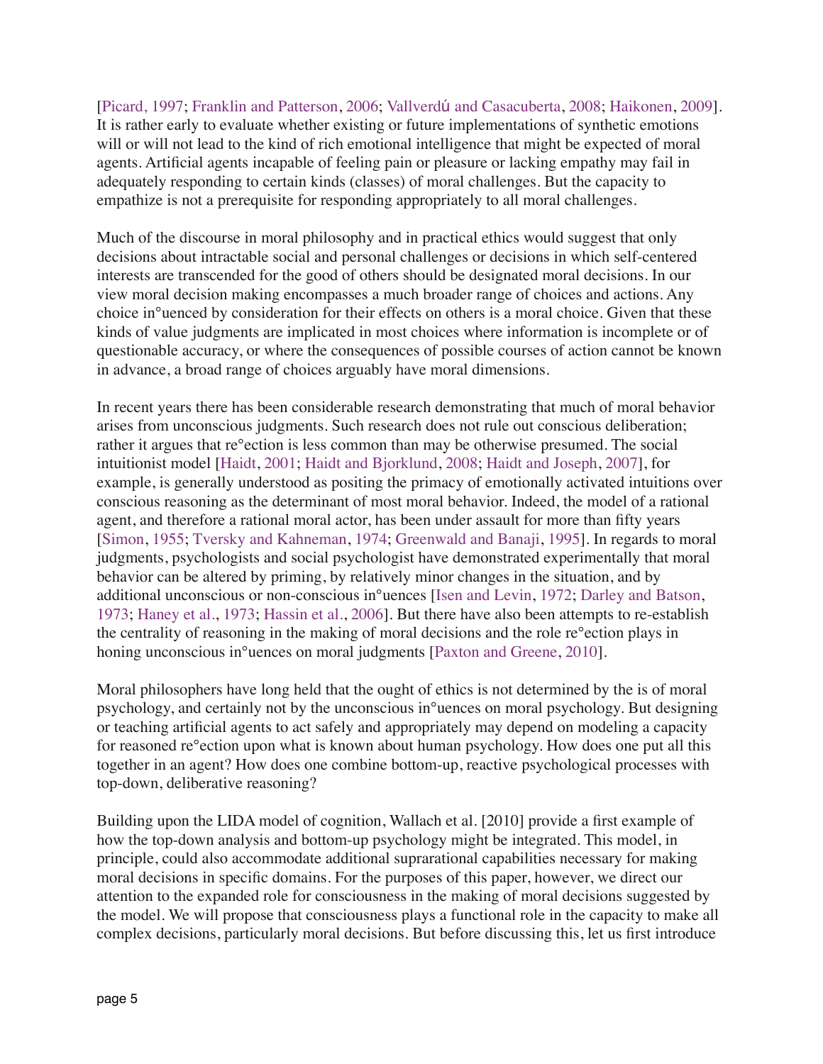[Picard, 1997; Franklin and Patterson, 2006; Vallverdú and Casacuberta, 2008; Haikonen, 2009]. It is rather early to evaluate whether existing or future implementations of synthetic emotions will or will not lead to the kind of rich emotional intelligence that might be expected of moral agents. Artificial agents incapable of feeling pain or pleasure or lacking empathy may fail in adequately responding to certain kinds (classes) of moral challenges. But the capacity to empathize is not a prerequisite for responding appropriately to all moral challenges.

Much of the discourse in moral philosophy and in practical ethics would suggest that only decisions about intractable social and personal challenges or decisions in which self-centered interests are transcended for the good of others should be designated moral decisions. In our view moral decision making encompasses a much broader range of choices and actions. Any choice influenced by consideration for their effects on others is a moral choice. Given that these kinds of value judgments are implicated in most choices where information is incomplete or of questionable accuracy, or where the consequences of possible courses of action cannot be known in advance, a broad range of choices arguably have moral dimensions.

In recent years there has been considerable research demonstrating that much of moral behavior arises from unconscious judgments. Such research does not rule out conscious deliberation; rather it argues that reflection is less common than may be otherwise presumed. The social intuitionist model [Haidt, 2001; Haidt and Bjorklund, 2008; Haidt and Joseph, 2007], for example, is generally understood as positing the primacy of emotionally activated intuitions over conscious reasoning as the determinant of most moral behavior. Indeed, the model of a rational agent, and therefore a rational moral actor, has been under assault for more than fifty years [Simon, 1955; Tversky and Kahneman, 1974; Greenwald and Banaji, 1995]. In regards to moral judgments, psychologists and social psychologist have demonstrated experimentally that moral behavior can be altered by priming, by relatively minor changes in the situation, and by additional unconscious or non-conscious influences [Isen and Levin, 1972; Darley and Batson, 1973; Haney et al., 1973; Hassin et al., 2006]. But there have also been attempts to re-establish the centrality of reasoning in the making of moral decisions and the role reflection plays in honing unconscious influences on moral judgments [Paxton and Greene, 2010].

Moral philosophers have long held that the ought of ethics is not determined by the is of moral psychology, and certainly not by the unconscious influences on moral psychology. But designing or teaching artificial agents to act safely and appropriately may depend on modeling a capacity for reasoned reflection upon what is known about human psychology. How does one put all this together in an agent? How does one combine bottom-up, reactive psychological processes with top-down, deliberative reasoning?

Building upon the LIDA model of cognition, Wallach et al. [2010] provide a first example of how the top-down analysis and bottom-up psychology might be integrated. This model, in principle, could also accommodate additional suprarational capabilities necessary for making moral decisions in specific domains. For the purposes of this paper, however, we direct our attention to the expanded role for consciousness in the making of moral decisions suggested by the model. We will propose that consciousness plays a functional role in the capacity to make all complex decisions, particularly moral decisions. But before discussing this, let us first introduce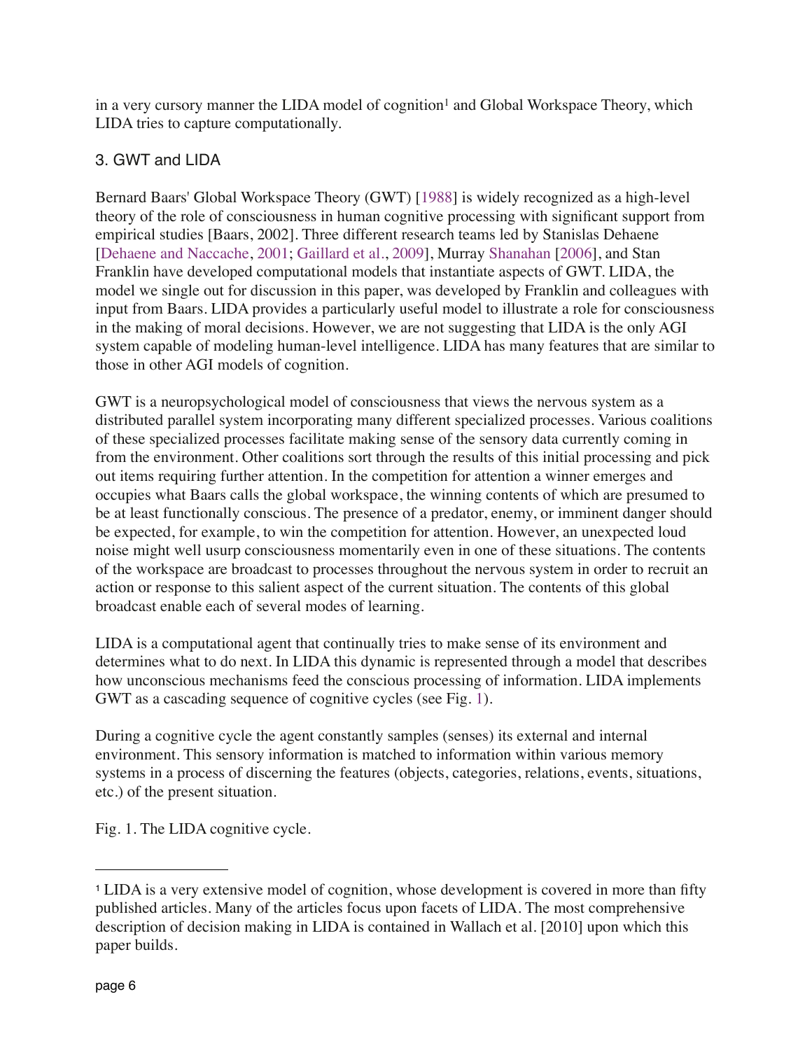in a very cursory manner the LIDA model of cognition[1] and Global Workspace Theory, which LIDA tries to capture computationally.

## 3. GWT and LIDA

Bernard Baars' Global Workspace Theory (GWT) [1988] is widely recognized as a high-level theory of the role of consciousness in human cognitive processing with significant support from empirical studies [Baars, 2002]. Three different research teams led by Stanislas Dehaene [Dehaene and Naccache, 2001; Gaillard et al., 2009], Murray Shanahan [2006], and Stan Franklin have developed computational models that instantiate aspects of GWT. LIDA, the model we single out for discussion in this paper, was developed by Franklin and colleagues with input from Baars. LIDA provides a particularly useful model to illustrate a role for consciousness in the making of moral decisions. However, we are not suggesting that LIDA is the only AGI system capable of modeling human-level intelligence. LIDA has many features that are similar to those in other AGI models of cognition.

GWT is a neuropsychological model of consciousness that views the nervous system as a distributed parallel system incorporating many different specialized processes. Various coalitions of these specialized processes facilitate making sense of the sensory data currently coming in from the environment. Other coalitions sort through the results of this initial processing and pick out items requiring further attention. In the competition for attention a winner emerges and occupies what Baars calls the global workspace, the winning contents of which are presumed to be at least functionally conscious. The presence of a predator, enemy, or imminent danger should be expected, for example, to win the competition for attention. However, an unexpected loud noise might well usurp consciousness momentarily even in one of these situations. The contents of the workspace are broadcast to processes throughout the nervous system in order to recruit an action or response to this salient aspect of the current situation. The contents of this global broadcast enable each of several modes of learning.

LIDA is a computational agent that continually tries to make sense of its environment and determines what to do next. In LIDA this dynamic is represented through a model that describes how unconscious mechanisms feed the conscious processing of information. LIDA implements GWT as a cascading sequence of cognitive cycles (see Fig. 1).

During a cognitive cycle the agent constantly samples (senses) its external and internal environment. This sensory information is matched to information within various memory systems in a process of discerning the features (objects, categories, relations, events, situations, etc.) of the present situation.

Fig. 1. The LIDA cognitive cycle.

[1] LIDA is a very extensive model of cognition, whose development is covered in more than fifty published articles. Many of the articles focus upon facets of LIDA. The most comprehensive description of decision making in LIDA is contained in Wallach et al. [2010] upon which this paper builds.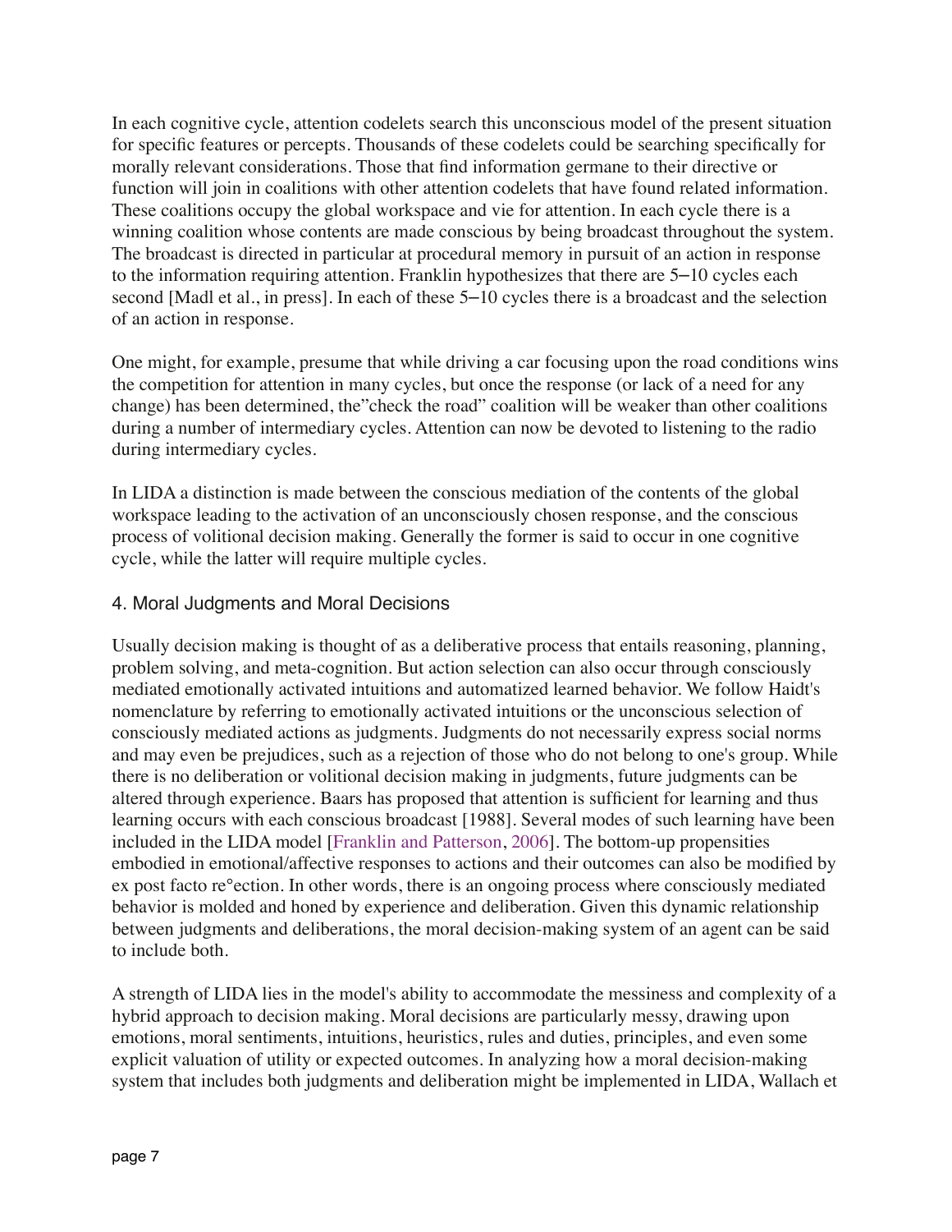In each cognitive cycle, attention codelets search this unconscious model of the present situation for specific features or percepts. Thousands of these codelets could be searching specifically for morally relevant considerations. Those that find information germane to their directive or function will join in coalitions with other attention codelets that have found related information. These coalitions occupy the global workspace and vie for attention. In each cycle there is a winning coalition whose contents are made conscious by being broadcast throughout the system. The broadcast is directed in particular at procedural memory in pursuit of an action in response to the information requiring attention. Franklin hypothesizes that there are 5–10 cycles each second [Madl et al., in press]. In each of these 5–10 cycles there is a broadcast and the selection of an action in response.

One might, for example, presume that while driving a car focusing upon the road conditions wins the competition for attention in many cycles, but once the response (or lack of a need for any change) has been determined, the"check the road" coalition will be weaker than other coalitions during a number of intermediary cycles. Attention can now be devoted to listening to the radio during intermediary cycles.

In LIDA a distinction is made between the conscious mediation of the contents of the global workspace leading to the activation of an unconsciously chosen response, and the conscious process of volitional decision making. Generally the former is said to occur in one cognitive cycle, while the latter will require multiple cycles.

## 4. Moral Judgments and Moral Decisions

Usually decision making is thought of as a deliberative process that entails reasoning, planning, problem solving, and meta-cognition. But action selection can also occur through consciously mediated emotionally activated intuitions and automatized learned behavior. We follow Haidt's nomenclature by referring to emotionally activated intuitions or the unconscious selection of consciously mediated actions as judgments. Judgments do not necessarily express social norms and may even be prejudices, such as a rejection of those who do not belong to one's group. While there is no deliberation or volitional decision making in judgments, future judgments can be altered through experience. Baars has proposed that attention is sufficient for learning and thus learning occurs with each conscious broadcast [1988]. Several modes of such learning have been included in the LIDA model [Franklin and Patterson, 2006]. The bottom-up propensities embodied in emotional/affective responses to actions and their outcomes can also be modified by ex post facto re°ection. In other words, there is an ongoing process where consciously mediated behavior is molded and honed by experience and deliberation. Given this dynamic relationship between judgments and deliberations, the moral decision-making system of an agent can be said to include both.

A strength of LIDA lies in the model's ability to accommodate the messiness and complexity of a hybrid approach to decision making. Moral decisions are particularly messy, drawing upon emotions, moral sentiments, intuitions, heuristics, rules and duties, principles, and even some explicit valuation of utility or expected outcomes. In analyzing how a moral decision-making system that includes both judgments and deliberation might be implemented in LIDA, Wallach et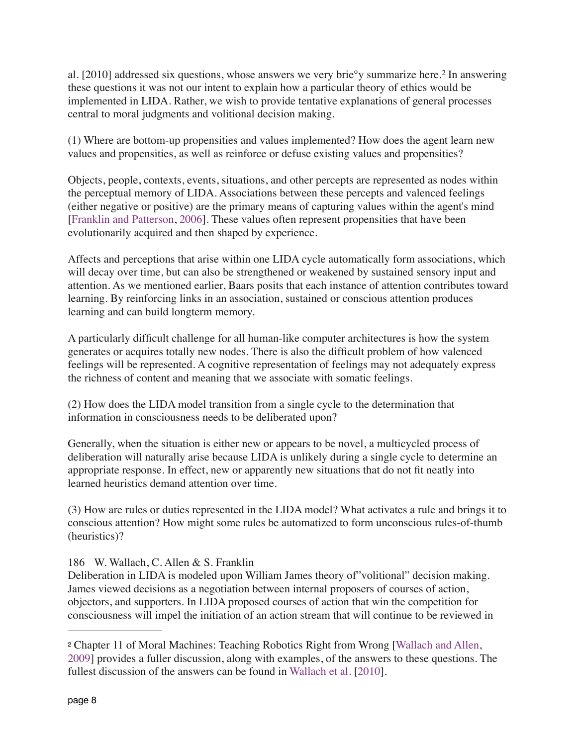al. [2010] addressed six questions, whose answers we very brie°y summarize here.[2] In answering these questions it was not our intent to explain how a particular theory of ethics would be implemented in LIDA. Rather, we wish to provide tentative explanations of general processes central to moral judgments and volitional decision making.

(1) Where are bottom-up propensities and values implemented? How does the agent learn new values and propensities, as well as reinforce or defuse existing values and propensities?

Objects, people, contexts, events, situations, and other percepts are represented as nodes within the perceptual memory of LIDA. Associations between these percepts and valenced feelings (either negative or positive) are the primary means of capturing values within the agent's mind [Franklin and Patterson, 2006]. These values often represent propensities that have been evolutionarily acquired and then shaped by experience.

Affects and perceptions that arise within one LIDA cycle automatically form associations, which will decay over time, but can also be strengthened or weakened by sustained sensory input and attention. As we mentioned earlier, Baars posits that each instance of attention contributes toward learning. By reinforcing links in an association, sustained or conscious attention produces learning and can build longterm memory.

A particularly difficult challenge for all human-like computer architectures is how the system generates or acquires totally new nodes. There is also the difficult problem of how valenced feelings will be represented. A cognitive representation of feelings may not adequately express the richness of content and meaning that we associate with somatic feelings.

(2) How does the LIDA model transition from a single cycle to the determination that information in consciousness needs to be deliberated upon?

Generally, when the situation is either new or appears to be novel, a multicycled process of deliberation will naturally arise because LIDA is unlikely during a single cycle to determine an appropriate response. In effect, new or apparently new situations that do not fit neatly into learned heuristics demand attention over time.

(3) How are rules or duties represented in the LIDA model? What activates a rule and brings it to conscious attention? How might some rules be automatized to form unconscious rules-of-thumb (heuristics)?

Deliberation in LIDA is modeled upon William James theory of"volitional" decision making. James viewed decisions as a negotiation between internal proposers of courses of action, objectors, and supporters. In LIDA proposed courses of action that win the competition for consciousness will impel the initiation of an action stream that will continue to be reviewed in

---

[2] Chapter 11 of Moral Machines: Teaching Robotics Right from Wrong [Wallach and Allen, 2009] provides a fuller discussion, along with examples, of the answers to these questions. The fullest discussion of the answers can be found in Wallach et al. [2010].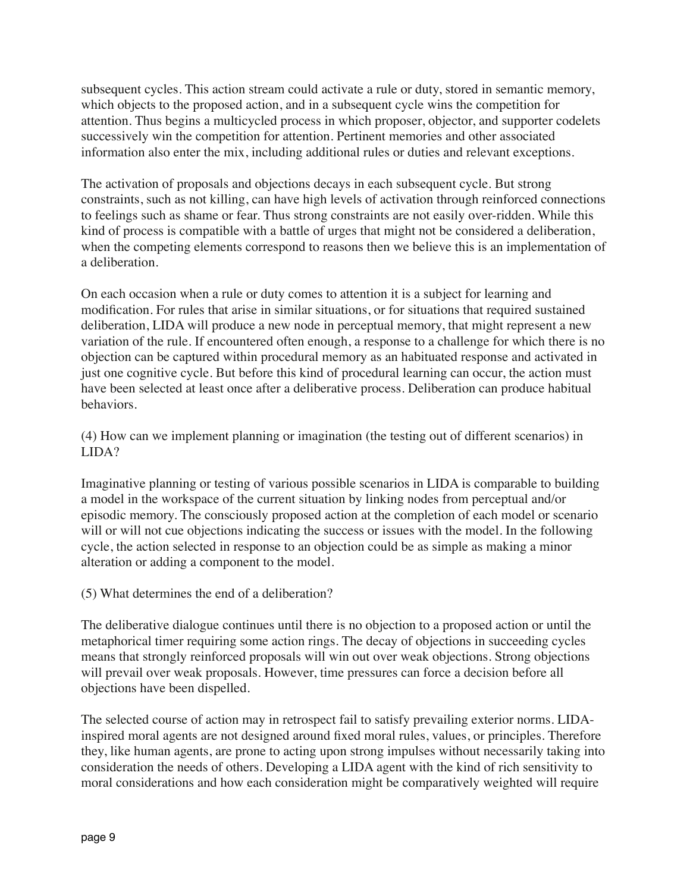subsequent cycles. This action stream could activate a rule or duty, stored in semantic memory, which objects to the proposed action, and in a subsequent cycle wins the competition for attention. Thus begins a multicycled process in which proposer, objector, and supporter codelets successively win the competition for attention. Pertinent memories and other associated information also enter the mix, including additional rules or duties and relevant exceptions.

The activation of proposals and objections decays in each subsequent cycle. But strong constraints, such as not killing, can have high levels of activation through reinforced connections to feelings such as shame or fear. Thus strong constraints are not easily over-ridden. While this kind of process is compatible with a battle of urges that might not be considered a deliberation, when the competing elements correspond to reasons then we believe this is an implementation of a deliberation.

On each occasion when a rule or duty comes to attention it is a subject for learning and modification. For rules that arise in similar situations, or for situations that required sustained deliberation, LIDA will produce a new node in perceptual memory, that might represent a new variation of the rule. If encountered often enough, a response to a challenge for which there is no objection can be captured within procedural memory as an habituated response and activated in just one cognitive cycle. But before this kind of procedural learning can occur, the action must have been selected at least once after a deliberative process. Deliberation can produce habitual behaviors.

(4) How can we implement planning or imagination (the testing out of different scenarios) in LIDA?

Imaginative planning or testing of various possible scenarios in LIDA is comparable to building a model in the workspace of the current situation by linking nodes from perceptual and/or episodic memory. The consciously proposed action at the completion of each model or scenario will or will not cue objections indicating the success or issues with the model. In the following cycle, the action selected in response to an objection could be as simple as making a minor alteration or adding a component to the model.

(5) What determines the end of a deliberation?

The deliberative dialogue continues until there is no objection to a proposed action or until the metaphorical timer requiring some action rings. The decay of objections in succeeding cycles means that strongly reinforced proposals will win out over weak objections. Strong objections will prevail over weak proposals. However, time pressures can force a decision before all objections have been dispelled.

The selected course of action may in retrospect fail to satisfy prevailing exterior norms. LIDA-inspired moral agents are not designed around fixed moral rules, values, or principles. Therefore they, like human agents, are prone to acting upon strong impulses without necessarily taking into consideration the needs of others. Developing a LIDA agent with the kind of rich sensitivity to moral considerations and how each consideration might be comparatively weighted will require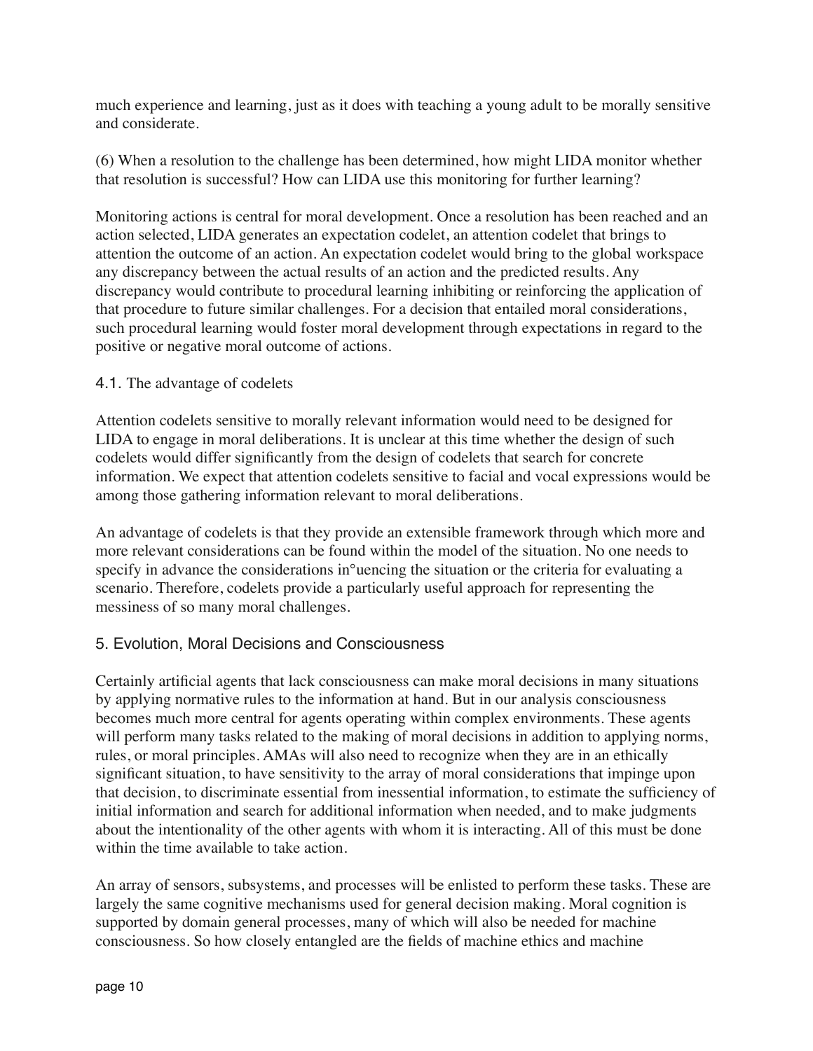much experience and learning, just as it does with teaching a young adult to be morally sensitive and considerate.

(6) When a resolution to the challenge has been determined, how might LIDA monitor whether that resolution is successful? How can LIDA use this monitoring for further learning?

Monitoring actions is central for moral development. Once a resolution has been reached and an action selected, LIDA generates an expectation codelet, an attention codelet that brings to attention the outcome of an action. An expectation codelet would bring to the global workspace any discrepancy between the actual results of an action and the predicted results. Any discrepancy would contribute to procedural learning inhibiting or reinforcing the application of that procedure to future similar challenges. For a decision that entailed moral considerations, such procedural learning would foster moral development through expectations in regard to the positive or negative moral outcome of actions.

### 4.1. The advantage of codelets

Attention codelets sensitive to morally relevant information would need to be designed for LIDA to engage in moral deliberations. It is unclear at this time whether the design of such codelets would differ significantly from the design of codelets that search for concrete information. We expect that attention codelets sensitive to facial and vocal expressions would be among those gathering information relevant to moral deliberations.

An advantage of codelets is that they provide an extensible framework through which more and more relevant considerations can be found within the model of the situation. No one needs to specify in advance the considerations in°uencing the situation or the criteria for evaluating a scenario. Therefore, codelets provide a particularly useful approach for representing the messiness of so many moral challenges.

## 5. Evolution, Moral Decisions and Consciousness

Certainly artificial agents that lack consciousness can make moral decisions in many situations by applying normative rules to the information at hand. But in our analysis consciousness becomes much more central for agents operating within complex environments. These agents will perform many tasks related to the making of moral decisions in addition to applying norms, rules, or moral principles. AMAs will also need to recognize when they are in an ethically significant situation, to have sensitivity to the array of moral considerations that impinge upon that decision, to discriminate essential from inessential information, to estimate the sufficiency of initial information and search for additional information when needed, and to make judgments about the intentionality of the other agents with whom it is interacting. All of this must be done within the time available to take action.

An array of sensors, subsystems, and processes will be enlisted to perform these tasks. These are largely the same cognitive mechanisms used for general decision making. Moral cognition is supported by domain general processes, many of which will also be needed for machine consciousness. So how closely entangled are the fields of machine ethics and machine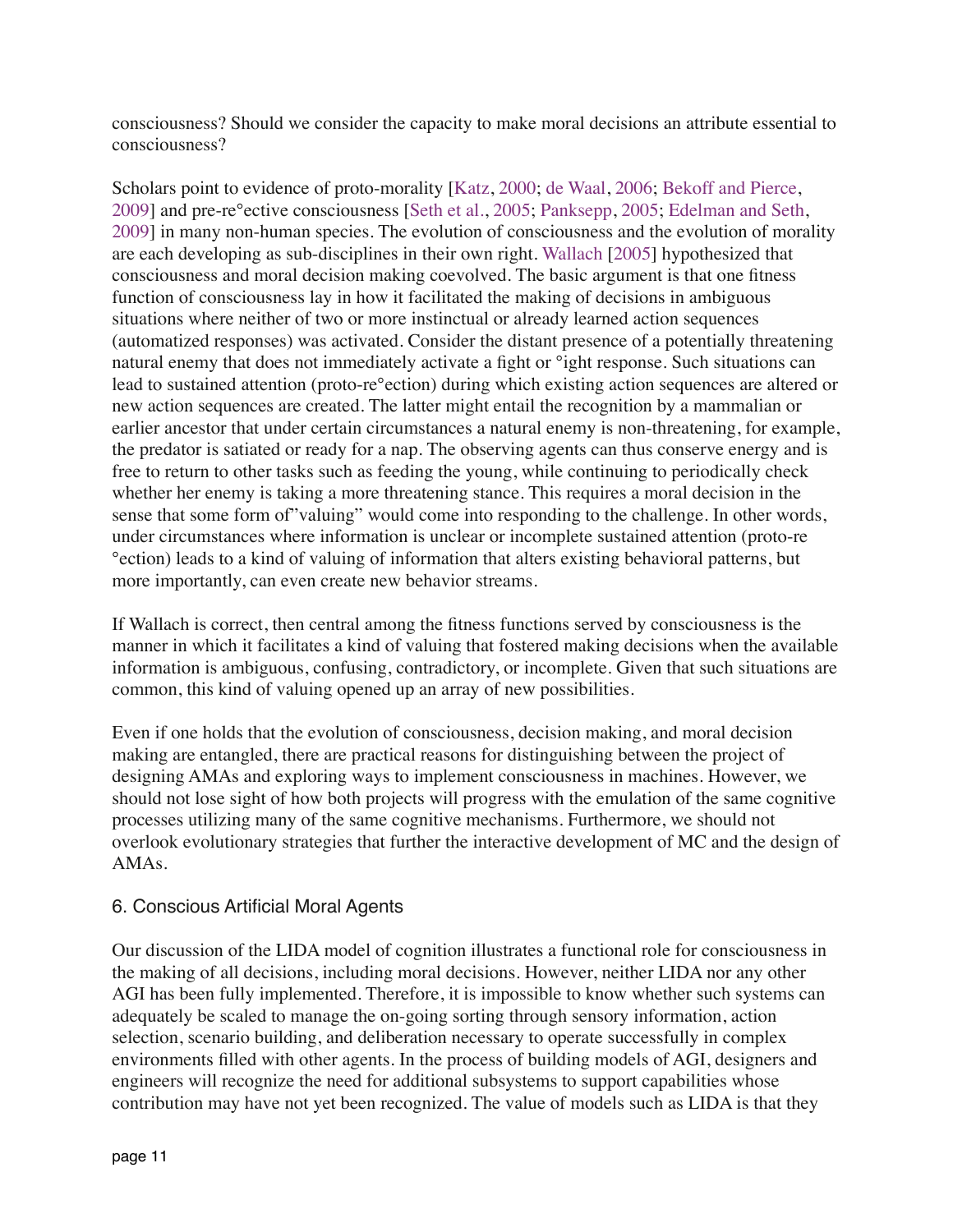consciousness? Should we consider the capacity to make moral decisions an attribute essential to consciousness?

Scholars point to evidence of proto-morality [Katz, 2000; de Waal, 2006; Bekoff and Pierce, 2009] and pre-re°ective consciousness [Seth et al., 2005; Panksepp, 2005; Edelman and Seth, 2009] in many non-human species. The evolution of consciousness and the evolution of morality are each developing as sub-disciplines in their own right. Wallach [2005] hypothesized that consciousness and moral decision making coevolved. The basic argument is that one fitness function of consciousness lay in how it facilitated the making of decisions in ambiguous situations where neither of two or more instinctual or already learned action sequences (automatized responses) was activated. Consider the distant presence of a potentially threatening natural enemy that does not immediately activate a fight or °ight response. Such situations can lead to sustained attention (proto-re°ection) during which existing action sequences are altered or new action sequences are created. The latter might entail the recognition by a mammalian or earlier ancestor that under certain circumstances a natural enemy is non-threatening, for example, the predator is satiated or ready for a nap. The observing agents can thus conserve energy and is free to return to other tasks such as feeding the young, while continuing to periodically check whether her enemy is taking a more threatening stance. This requires a moral decision in the sense that some form of"valuing" would come into responding to the challenge. In other words, under circumstances where information is unclear or incomplete sustained attention (proto-re °ection) leads to a kind of valuing of information that alters existing behavioral patterns, but more importantly, can even create new behavior streams.

If Wallach is correct, then central among the fitness functions served by consciousness is the manner in which it facilitates a kind of valuing that fostered making decisions when the available information is ambiguous, confusing, contradictory, or incomplete. Given that such situations are common, this kind of valuing opened up an array of new possibilities.

Even if one holds that the evolution of consciousness, decision making, and moral decision making are entangled, there are practical reasons for distinguishing between the project of designing AMAs and exploring ways to implement consciousness in machines. However, we should not lose sight of how both projects will progress with the emulation of the same cognitive processes utilizing many of the same cognitive mechanisms. Furthermore, we should not overlook evolutionary strategies that further the interactive development of MC and the design of AMAs.

## 6. Conscious Artificial Moral Agents

Our discussion of the LIDA model of cognition illustrates a functional role for consciousness in the making of all decisions, including moral decisions. However, neither LIDA nor any other AGI has been fully implemented. Therefore, it is impossible to know whether such systems can adequately be scaled to manage the on-going sorting through sensory information, action selection, scenario building, and deliberation necessary to operate successfully in complex environments filled with other agents. In the process of building models of AGI, designers and engineers will recognize the need for additional subsystems to support capabilities whose contribution may have not yet been recognized. The value of models such as LIDA is that they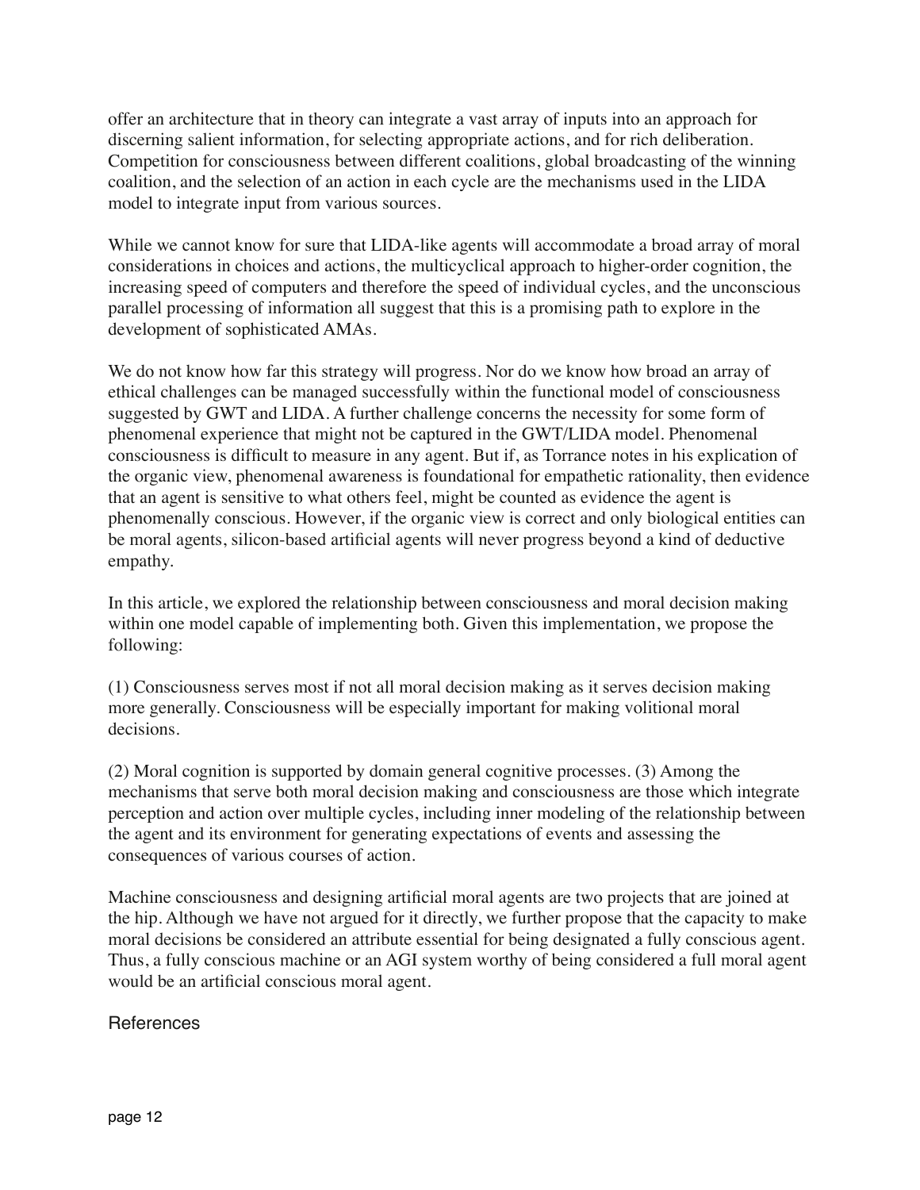offer an architecture that in theory can integrate a vast array of inputs into an approach for discerning salient information, for selecting appropriate actions, and for rich deliberation. Competition for consciousness between different coalitions, global broadcasting of the winning coalition, and the selection of an action in each cycle are the mechanisms used in the LIDA model to integrate input from various sources.

While we cannot know for sure that LIDA-like agents will accommodate a broad array of moral considerations in choices and actions, the multicyclical approach to higher-order cognition, the increasing speed of computers and therefore the speed of individual cycles, and the unconscious parallel processing of information all suggest that this is a promising path to explore in the development of sophisticated AMAs.

We do not know how far this strategy will progress. Nor do we know how broad an array of ethical challenges can be managed successfully within the functional model of consciousness suggested by GWT and LIDA. A further challenge concerns the necessity for some form of phenomenal experience that might not be captured in the GWT/LIDA model. Phenomenal consciousness is difficult to measure in any agent. But if, as Torrance notes in his explication of the organic view, phenomenal awareness is foundational for empathetic rationality, then evidence that an agent is sensitive to what others feel, might be counted as evidence the agent is phenomenally conscious. However, if the organic view is correct and only biological entities can be moral agents, silicon-based artificial agents will never progress beyond a kind of deductive empathy.

In this article, we explored the relationship between consciousness and moral decision making within one model capable of implementing both. Given this implementation, we propose the following:

(1) Consciousness serves most if not all moral decision making as it serves decision making more generally. Consciousness will be especially important for making volitional moral decisions.

(2) Moral cognition is supported by domain general cognitive processes. (3) Among the mechanisms that serve both moral decision making and consciousness are those which integrate perception and action over multiple cycles, including inner modeling of the relationship between the agent and its environment for generating expectations of events and assessing the consequences of various courses of action.

Machine consciousness and designing artificial moral agents are two projects that are joined at the hip. Although we have not argued for it directly, we further propose that the capacity to make moral decisions be considered an attribute essential for being designated a fully conscious agent. Thus, a fully conscious machine or an AGI system worthy of being considered a full moral agent would be an artificial conscious moral agent.

## References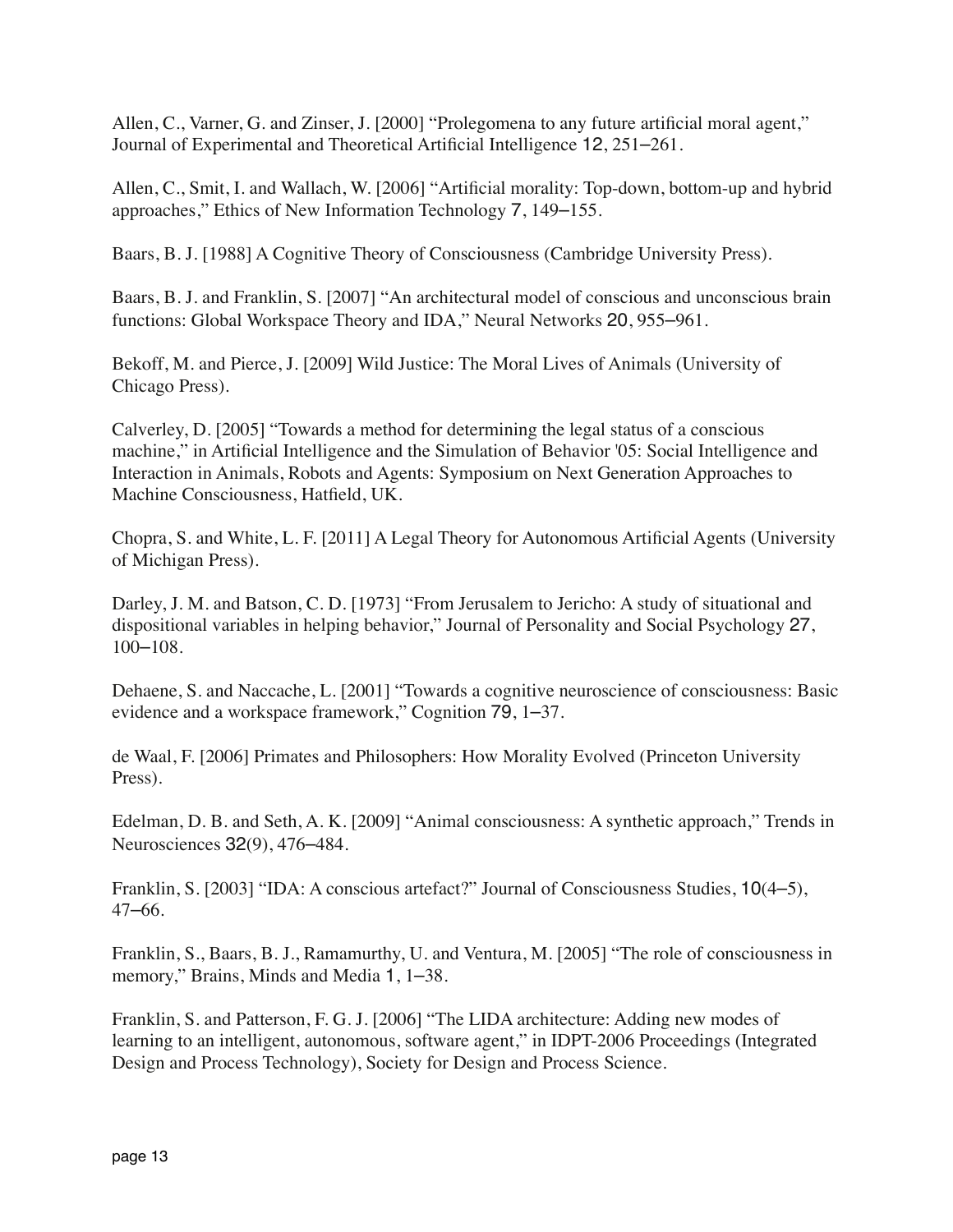Allen, C., Varner, G. and Zinser, J. [2000] “Prolegomena to any future artificial moral agent,” Journal of Experimental and Theoretical Artificial Intelligence 12, 251–261.

Allen, C., Smit, I. and Wallach, W. [2006] “Artificial morality: Top-down, bottom-up and hybrid approaches,” Ethics of New Information Technology 7, 149–155.

Baars, B. J. [1988] A Cognitive Theory of Consciousness (Cambridge University Press).

Baars, B. J. and Franklin, S. [2007] “An architectural model of conscious and unconscious brain functions: Global Workspace Theory and IDA,” Neural Networks 20, 955–961.

Bekoff, M. and Pierce, J. [2009] Wild Justice: The Moral Lives of Animals (University of Chicago Press).

Calverley, D. [2005] “Towards a method for determining the legal status of a conscious machine,” in Artificial Intelligence and the Simulation of Behavior '05: Social Intelligence and Interaction in Animals, Robots and Agents: Symposium on Next Generation Approaches to Machine Consciousness, Hatfield, UK.

Chopra, S. and White, L. F. [2011] A Legal Theory for Autonomous Artificial Agents (University of Michigan Press).

Darley, J. M. and Batson, C. D. [1973] “From Jerusalem to Jericho: A study of situational and dispositional variables in helping behavior,” Journal of Personality and Social Psychology 27, 100–108.

Dehaene, S. and Naccache, L. [2001] “Towards a cognitive neuroscience of consciousness: Basic evidence and a workspace framework,” Cognition 79, 1–37.

de Waal, F. [2006] Primates and Philosophers: How Morality Evolved (Princeton University Press).

Edelman, D. B. and Seth, A. K. [2009] “Animal consciousness: A synthetic approach,” Trends in Neurosciences 32(9), 476–484.

Franklin, S. [2003] “IDA: A conscious artefact?” Journal of Consciousness Studies, 10(4–5), 47–66.

Franklin, S., Baars, B. J., Ramamurthy, U. and Ventura, M. [2005] “The role of consciousness in memory,” Brains, Minds and Media 1, 1–38.

Franklin, S. and Patterson, F. G. J. [2006] “The LIDA architecture: Adding new modes of learning to an intelligent, autonomous, software agent,” in IDPT-2006 Proceedings (Integrated Design and Process Technology), Society for Design and Process Science.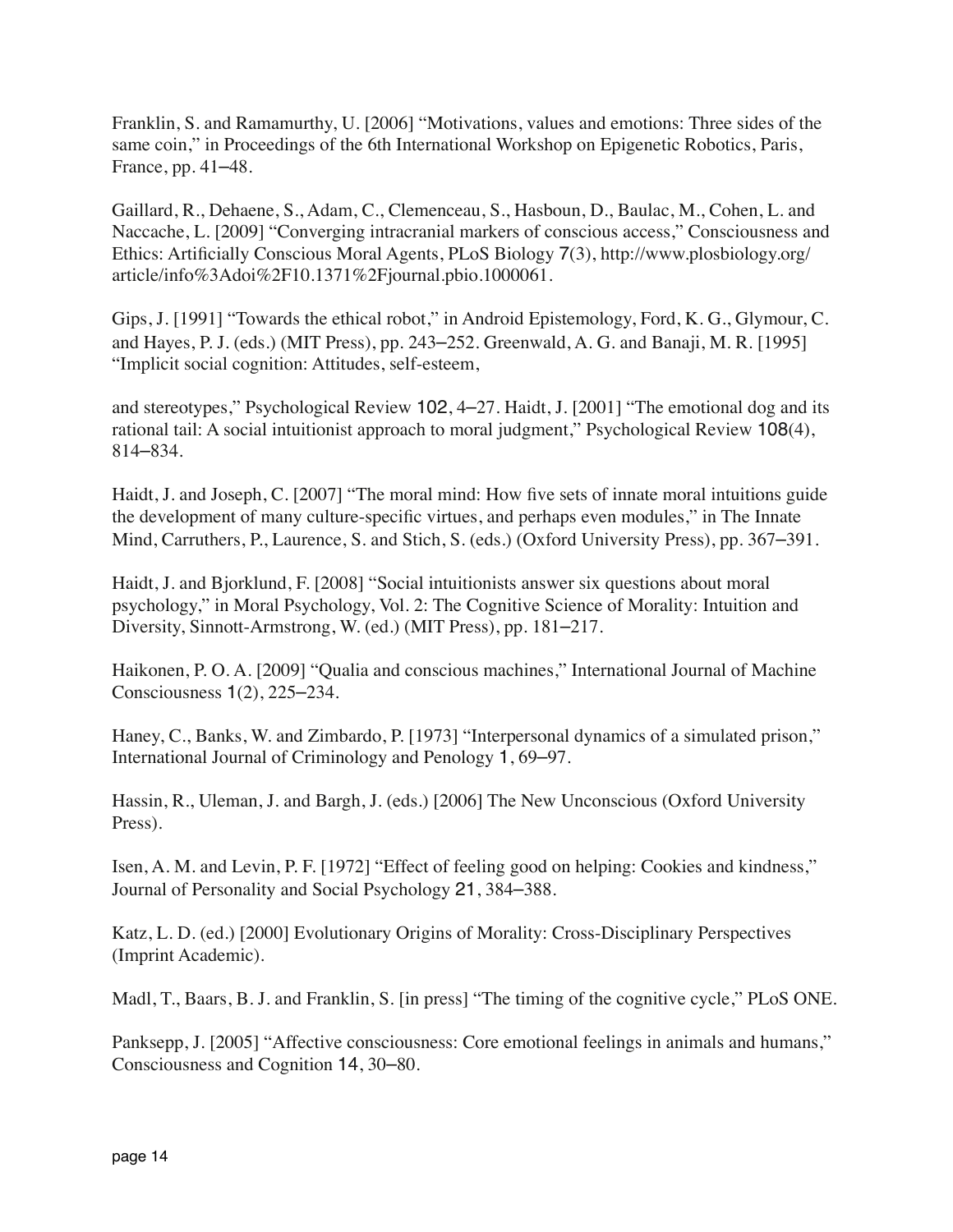Franklin, S. and Ramamurthy, U. [2006] "Motivations, values and emotions: Three sides of the same coin," in Proceedings of the 6th International Workshop on Epigenetic Robotics, Paris, France, pp. 41–48.

Gaillard, R., Dehaene, S., Adam, C., Clemenceau, S., Hasboun, D., Baulac, M., Cohen, L. and Naccache, L. [2009] "Converging intracranial markers of conscious access," Consciousness and Ethics: Artificially Conscious Moral Agents, PLoS Biology 7(3), http://www.plosbiology.org/article/info%3Adoi%2F10.1371%2Fjournal.pbio.1000061.

Gips, J. [1991] "Towards the ethical robot," in Android Epistemology, Ford, K. G., Glymour, C. and Hayes, P. J. (eds.) (MIT Press), pp. 243–252. Greenwald, A. G. and Banaji, M. R. [1995] "Implicit social cognition: Attitudes, self-esteem,

and stereotypes," Psychological Review 102, 4–27. Haidt, J. [2001] "The emotional dog and its rational tail: A social intuitionist approach to moral judgment," Psychological Review 108(4), 814–834.

Haidt, J. and Joseph, C. [2007] "The moral mind: How five sets of innate moral intuitions guide the development of many culture-specific virtues, and perhaps even modules," in The Innate Mind, Carruthers, P., Laurence, S. and Stich, S. (eds.) (Oxford University Press), pp. 367–391.

Haidt, J. and Bjorklund, F. [2008] "Social intuitionists answer six questions about moral psychology," in Moral Psychology, Vol. 2: The Cognitive Science of Morality: Intuition and Diversity, Sinnott-Armstrong, W. (ed.) (MIT Press), pp. 181–217.

Haikonen, P. O. A. [2009] "Qualia and conscious machines," International Journal of Machine Consciousness 1(2), 225–234.

Haney, C., Banks, W. and Zimbardo, P. [1973] "Interpersonal dynamics of a simulated prison," International Journal of Criminology and Penology 1, 69–97.

Hassin, R., Uleman, J. and Bargh, J. (eds.) [2006] The New Unconscious (Oxford University Press).

Isen, A. M. and Levin, P. F. [1972] "Effect of feeling good on helping: Cookies and kindness," Journal of Personality and Social Psychology 21, 384–388.

Katz, L. D. (ed.) [2000] Evolutionary Origins of Morality: Cross-Disciplinary Perspectives (Imprint Academic).

Madl, T., Baars, B. J. and Franklin, S. [in press] "The timing of the cognitive cycle," PLoS ONE.

Panksepp, J. [2005] "Affective consciousness: Core emotional feelings in animals and humans," Consciousness and Cognition 14, 30–80.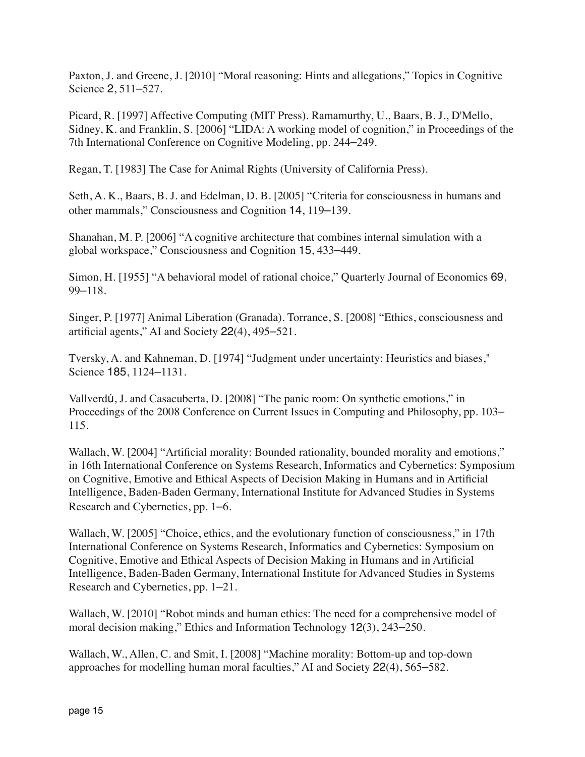Paxton, J. and Greene, J. [2010] "Moral reasoning: Hints and allegations," Topics in Cognitive Science 2, 511–527.

Picard, R. [1997] Affective Computing (MIT Press). Ramamurthy, U., Baars, B. J., D'Mello, Sidney, K. and Franklin, S. [2006] "LIDA: A working model of cognition," in Proceedings of the 7th International Conference on Cognitive Modeling, pp. 244–249.

Regan, T. [1983] The Case for Animal Rights (University of California Press).

Seth, A. K., Baars, B. J. and Edelman, D. B. [2005] "Criteria for consciousness in humans and other mammals," Consciousness and Cognition 14, 119–139.

Shanahan, M. P. [2006] "A cognitive architecture that combines internal simulation with a global workspace," Consciousness and Cognition 15, 433–449.

Simon, H. [1955] "A behavioral model of rational choice," Quarterly Journal of Economics 69, 99–118.

Singer, P. [1977] Animal Liberation (Granada). Torrance, S. [2008] "Ethics, consciousness and artificial agents," AI and Society 22(4), 495–521.

Tversky, A. and Kahneman, D. [1974] "Judgment under uncertainty: Heuristics and biases," Science 185, 1124–1131.

Vallverdú, J. and Casacuberta, D. [2008] "The panic room: On synthetic emotions," in Proceedings of the 2008 Conference on Current Issues in Computing and Philosophy, pp. 103–115.

Wallach, W. [2004] "Artificial morality: Bounded rationality, bounded morality and emotions," in 16th International Conference on Systems Research, Informatics and Cybernetics: Symposium on Cognitive, Emotive and Ethical Aspects of Decision Making in Humans and in Artificial Intelligence, Baden-Baden Germany, International Institute for Advanced Studies in Systems Research and Cybernetics, pp. 1–6.

Wallach, W. [2005] "Choice, ethics, and the evolutionary function of consciousness," in 17th International Conference on Systems Research, Informatics and Cybernetics: Symposium on Cognitive, Emotive and Ethical Aspects of Decision Making in Humans and in Artificial Intelligence, Baden-Baden Germany, International Institute for Advanced Studies in Systems Research and Cybernetics, pp. 1–21.

Wallach, W. [2010] "Robot minds and human ethics: The need for a comprehensive model of moral decision making," Ethics and Information Technology 12(3), 243–250.

Wallach, W., Allen, C. and Smit, I. [2008] "Machine morality: Bottom-up and top-down approaches for modelling human moral faculties," AI and Society 22(4), 565–582.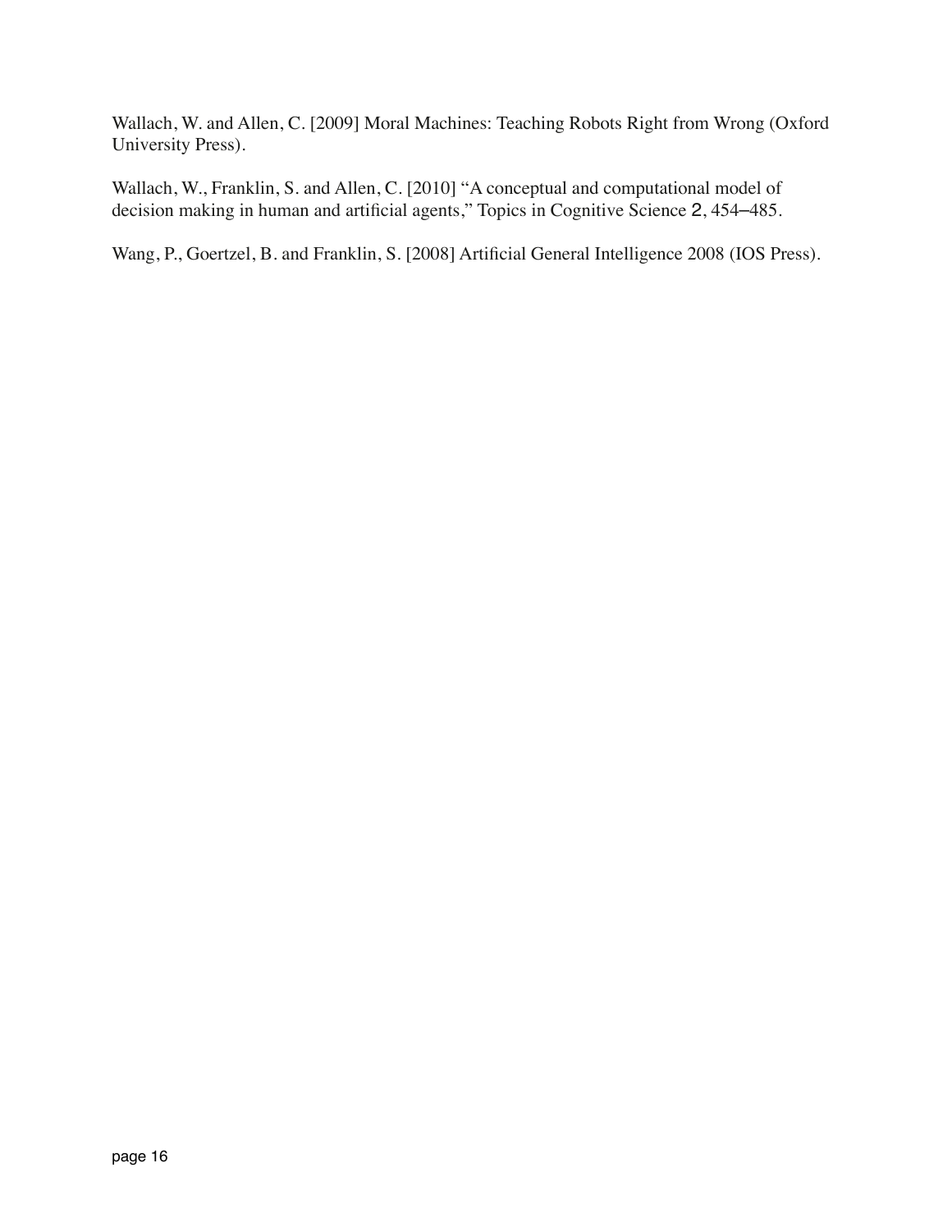Wallach, W. and Allen, C. [2009] Moral Machines: Teaching Robots Right from Wrong (Oxford University Press).

Wallach, W., Franklin, S. and Allen, C. [2010] "A conceptual and computational model of decision making in human and artificial agents," Topics in Cognitive Science 2, 454–485.

Wang, P., Goertzel, B. and Franklin, S. [2008] Artificial General Intelligence 2008 (IOS Press).